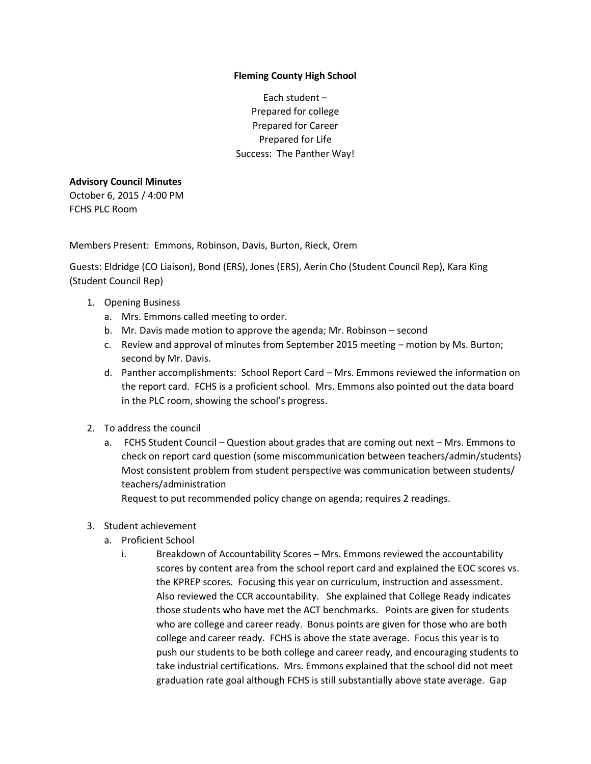**Fleming County High School**

Each student –
Prepared for college
Prepared for Career
Prepared for Life
Success: The Panther Way!

**Advisory Council Minutes**
October 6, 2015 / 4:00 PM
FCHS PLC Room

Members Present: Emmons, Robinson, Davis, Burton, Rieck, Orem

Guests: Eldridge (CO Liaison), Bond (ERS), Jones (ERS), Aerin Cho (Student Council Rep), Kara King (Student Council Rep)

1. Opening Business
   a. Mrs. Emmons called meeting to order.
   b. Mr. Davis made motion to approve the agenda; Mr. Robinson – second
   c. Review and approval of minutes from September 2015 meeting – motion by Ms. Burton; second by Mr. Davis.
   d. Panther accomplishments: School Report Card – Mrs. Emmons reviewed the information on the report card. FCHS is a proficient school. Mrs. Emmons also pointed out the data board in the PLC room, showing the school's progress.

2. To address the council
   a. FCHS Student Council – Question about grades that are coming out next – Mrs. Emmons to check on report card question (some miscommunication between teachers/admin/students) Most consistent problem from student perspective was communication between students/ teachers/administration
      Request to put recommended policy change on agenda; requires 2 readings.

3. Student achievement
   a. Proficient School
      i. Breakdown of Accountability Scores – Mrs. Emmons reviewed the accountability scores by content area from the school report card and explained the EOC scores vs. the KPREP scores. Focusing this year on curriculum, instruction and assessment. Also reviewed the CCR accountability. She explained that College Ready indicates those students who have met the ACT benchmarks. Points are given for students who are college and career ready. Bonus points are given for those who are both college and career ready. FCHS is above the state average. Focus this year is to push our students to be both college and career ready, and encouraging students to take industrial certifications. Mrs. Emmons explained that the school did not meet graduation rate goal although FCHS is still substantially above state average. Gap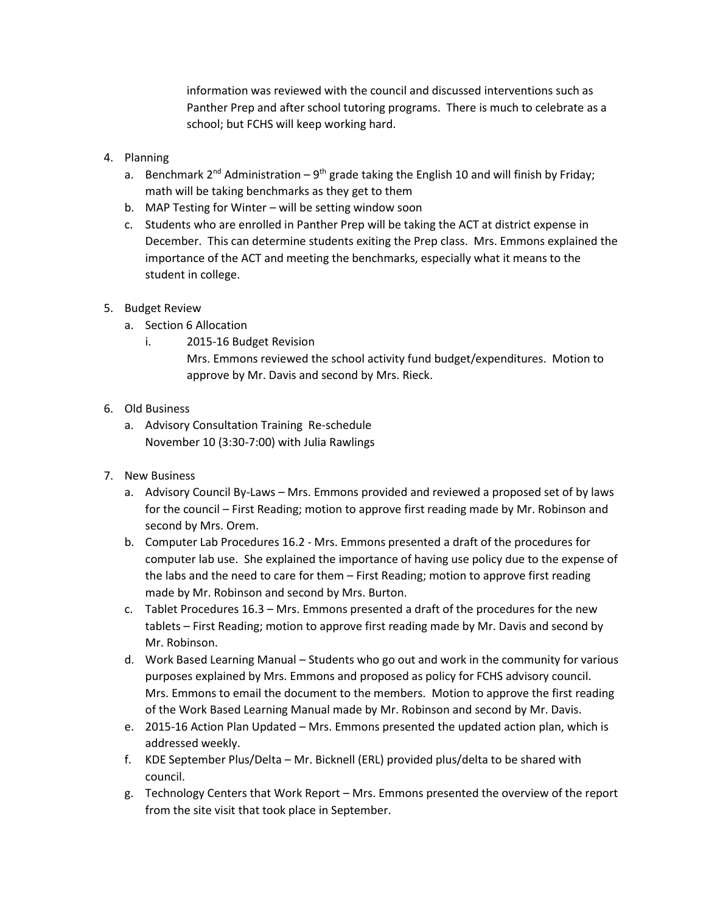information was reviewed with the council and discussed interventions such as Panther Prep and after school tutoring programs. There is much to celebrate as a school; but FCHS will keep working hard.

4. Planning
   a. Benchmark 2nd Administration – 9th grade taking the English 10 and will finish by Friday; math will be taking benchmarks as they get to them
   b. MAP Testing for Winter – will be setting window soon
   c. Students who are enrolled in Panther Prep will be taking the ACT at district expense in December. This can determine students exiting the Prep class. Mrs. Emmons explained the importance of the ACT and meeting the benchmarks, especially what it means to the student in college.

5. Budget Review
   a. Section 6 Allocation
      i. 2015-16 Budget Revision
         Mrs. Emmons reviewed the school activity fund budget/expenditures. Motion to approve by Mr. Davis and second by Mrs. Rieck.

6. Old Business
   a. Advisory Consultation Training Re-schedule
      November 10 (3:30-7:00) with Julia Rawlings

7. New Business
   a. Advisory Council By-Laws – Mrs. Emmons provided and reviewed a proposed set of by laws for the council – First Reading; motion to approve first reading made by Mr. Robinson and second by Mrs. Orem.
   b. Computer Lab Procedures 16.2 - Mrs. Emmons presented a draft of the procedures for computer lab use. She explained the importance of having use policy due to the expense of the labs and the need to care for them – First Reading; motion to approve first reading made by Mr. Robinson and second by Mrs. Burton.
   c. Tablet Procedures 16.3 – Mrs. Emmons presented a draft of the procedures for the new tablets – First Reading; motion to approve first reading made by Mr. Davis and second by Mr. Robinson.
   d. Work Based Learning Manual – Students who go out and work in the community for various purposes explained by Mrs. Emmons and proposed as policy for FCHS advisory council. Mrs. Emmons to email the document to the members. Motion to approve the first reading of the Work Based Learning Manual made by Mr. Robinson and second by Mr. Davis.
   e. 2015-16 Action Plan Updated – Mrs. Emmons presented the updated action plan, which is addressed weekly.
   f. KDE September Plus/Delta – Mr. Bicknell (ERL) provided plus/delta to be shared with council.
   g. Technology Centers that Work Report – Mrs. Emmons presented the overview of the report from the site visit that took place in September.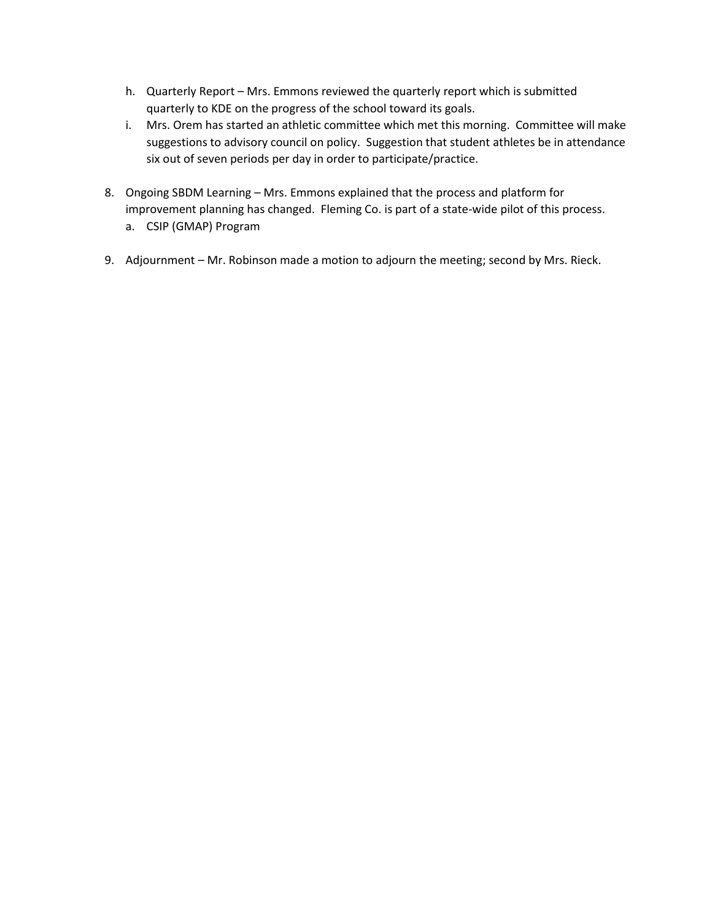h. Quarterly Report – Mrs. Emmons reviewed the quarterly report which is submitted quarterly to KDE on the progress of the school toward its goals.
i. Mrs. Orem has started an athletic committee which met this morning. Committee will make suggestions to advisory council on policy. Suggestion that student athletes be in attendance six out of seven periods per day in order to participate/practice.

8. Ongoing SBDM Learning – Mrs. Emmons explained that the process and platform for improvement planning has changed. Fleming Co. is part of a state-wide pilot of this process.
   a. CSIP (GMAP) Program

9. Adjournment – Mr. Robinson made a motion to adjourn the meeting; second by Mrs. Rieck.